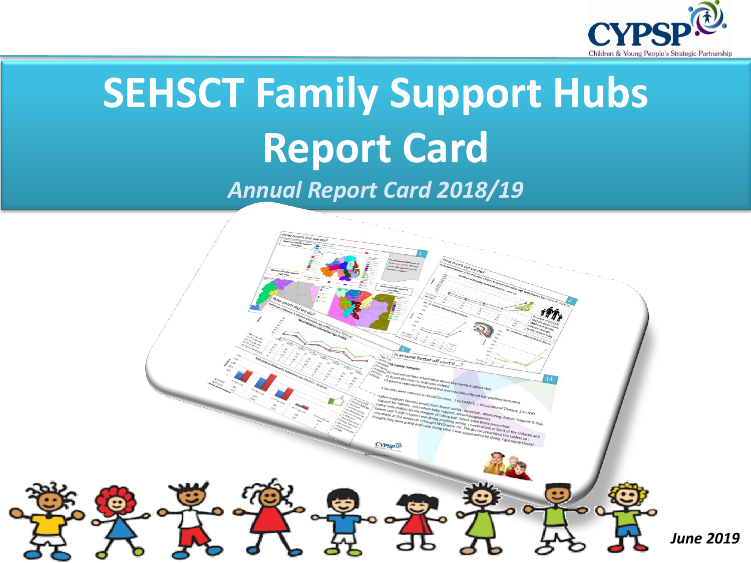# SEHSCT Family Support Hubs Report Card

*Annual Report Card 2018/19*

***June 2019***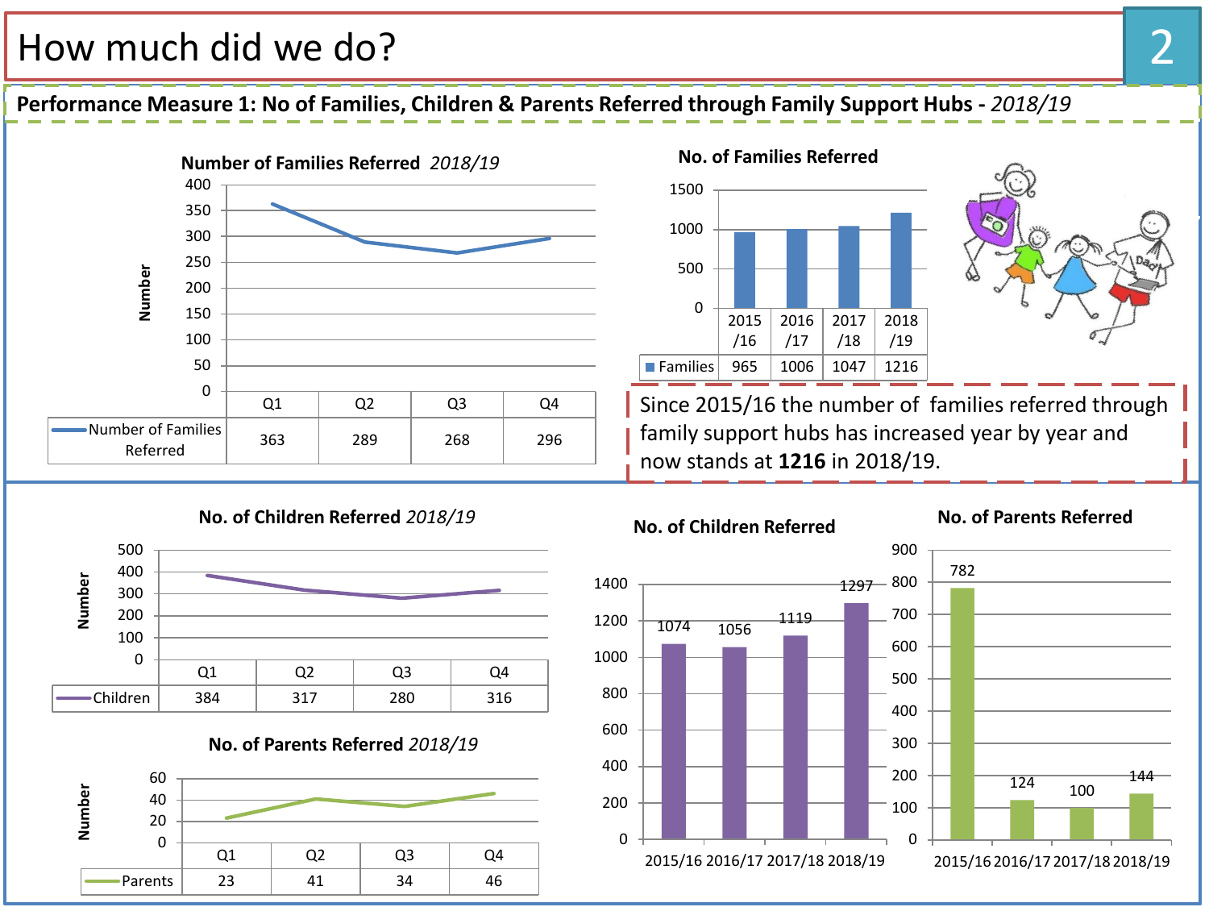# How much did we do?

**Performance Measure 1: No of Families, Children & Parents Referred through Family Support Hubs -** *2018/19*

**Number of Families Referred** *2018/19*

| | Q1 | Q2 | Q3 | Q4 |
|---|---|---|---|---|
| Number of Families Referred | 363 | 289 | 268 | 296 |

**No. of Families Referred**

| | 2015/16 | 2016/17 | 2017/18 | 2018/19 |
|---|---|---|---|---|
| Families | 965 | 1006 | 1047 | 1216 |

Since 2015/16 the number of families referred through family support hubs has increased year by year and now stands at **1216** in 2018/19.

**No. of Children Referred** *2018/19*

| | Q1 | Q2 | Q3 | Q4 |
|---|---|---|---|---|
| Children | 384 | 317 | 280 | 316 |

**No. of Parents Referred** *2018/19*

| | Q1 | Q2 | Q3 | Q4 |
|---|---|---|---|---|
| Parents | 23 | 41 | 34 | 46 |

**No. of Children Referred**

| 2015/16 | 2016/17 | 2017/18 | 2018/19 |
|---|---|---|---|
| 1074 | 1056 | 1119 | 1297 |

**No. of Parents Referred**

| 2015/16 | 2016/17 | 2017/18 | 2018/19 |
|---|---|---|---|
| 782 | 124 | 100 | 144 |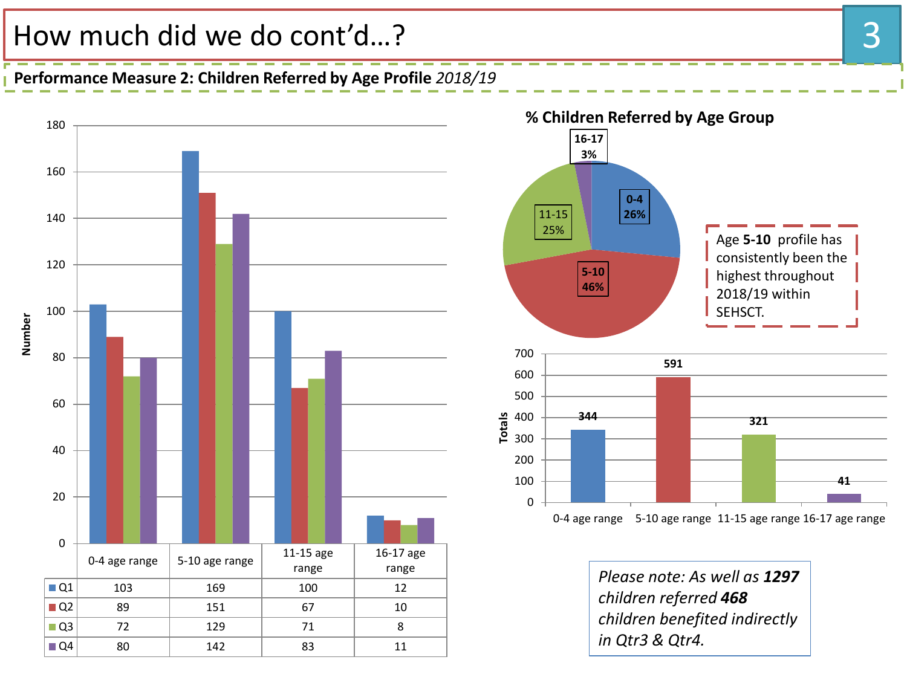# How much did we do cont'd…?

**Performance Measure 2: Children Referred by Age Profile** *2018/19*

| | 0-4 age range | 5-10 age range | 11-15 age range | 16-17 age range |
|---|---|---|---|---|
| Q1 | 103 | 169 | 100 | 12 |
| Q2 | 89 | 151 | 67 | 10 |
| Q3 | 72 | 129 | 71 | 8 |
| Q4 | 80 | 142 | 83 | 11 |

**% Children Referred by Age Group**

| Age Group | % |
|---|---|
| 0-4 | 26% |
| 5-10 | 46% |
| 11-15 | 25% |
| 16-17 | 3% |

Age **5-10** profile has consistently been the highest throughout 2018/19 within SEHSCT.

| | 0-4 age range | 5-10 age range | 11-15 age range | 16-17 age range |
|---|---|---|---|---|
| Totals | 344 | 591 | 321 | 41 |

*Please note: As well as **1297** children referred **468** children benefited indirectly in Qtr3 & Qtr4.*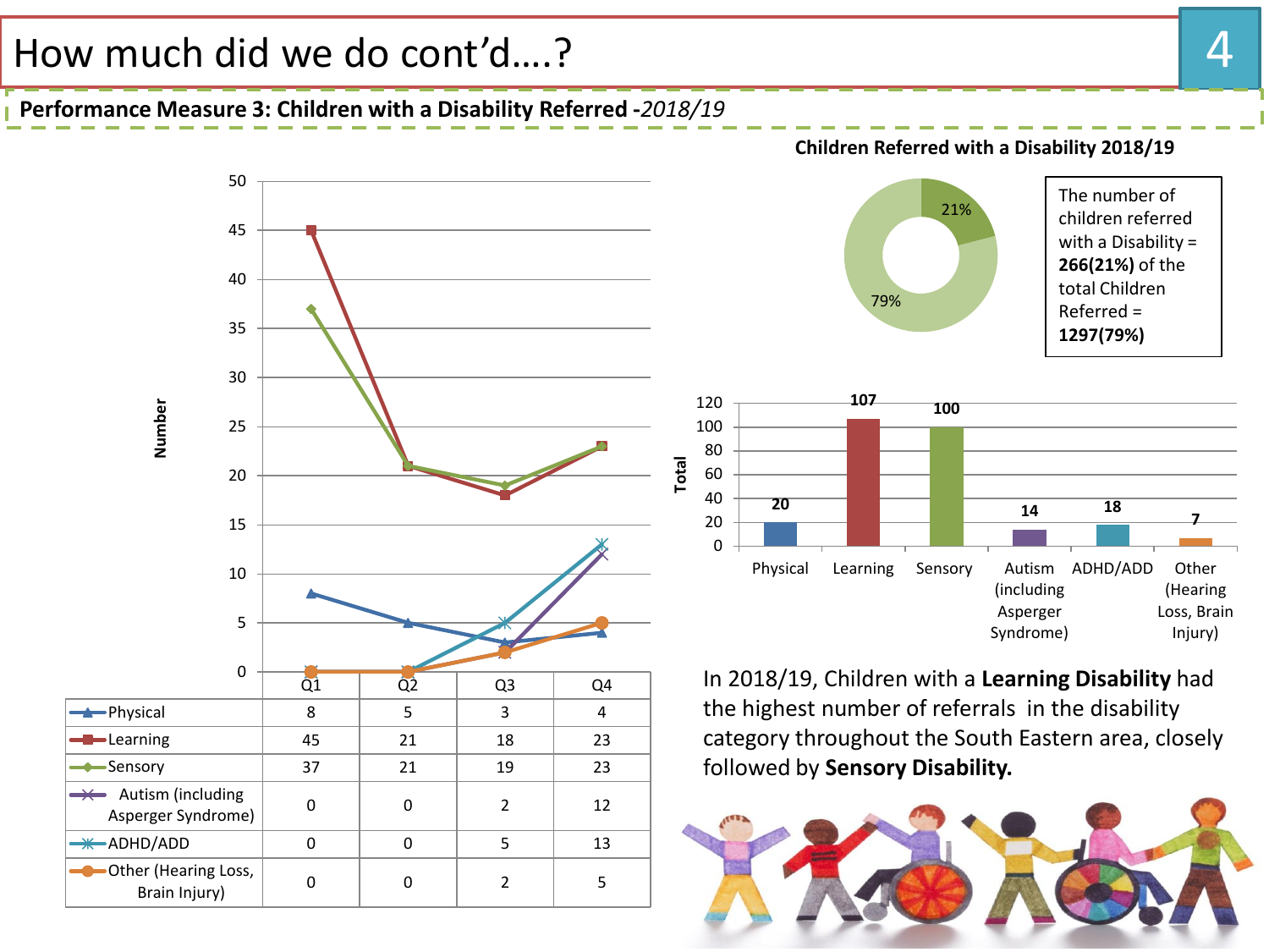# How much did we do cont'd….?

## Performance Measure 3: Children with a Disability Referred -*2018/19*

| | Q1 | Q2 | Q3 | Q4 |
|---|---|---|---|---|
| Physical | 8 | 5 | 3 | 4 |
| Learning | 45 | 21 | 18 | 23 |
| Sensory | 37 | 21 | 19 | 23 |
| Autism (including Asperger Syndrome) | 0 | 0 | 2 | 12 |
| ADHD/ADD | 0 | 0 | 5 | 13 |
| Other (Hearing Loss, Brain Injury) | 0 | 0 | 2 | 5 |

**Children Referred with a Disability 2018/19**

The number of children referred with a Disability = **266(21%)** of the total Children Referred = **1297(79%)**

| Physical | Learning | Sensory | Autism (including Asperger Syndrome) | ADHD/ADD | Other (Hearing Loss, Brain Injury) |
|---|---|---|---|---|---|
| 20 | 107 | 100 | 14 | 18 | 7 |

In 2018/19, Children with a **Learning Disability** had the highest number of referrals in the disability category throughout the South Eastern area, closely followed by **Sensory Disability.**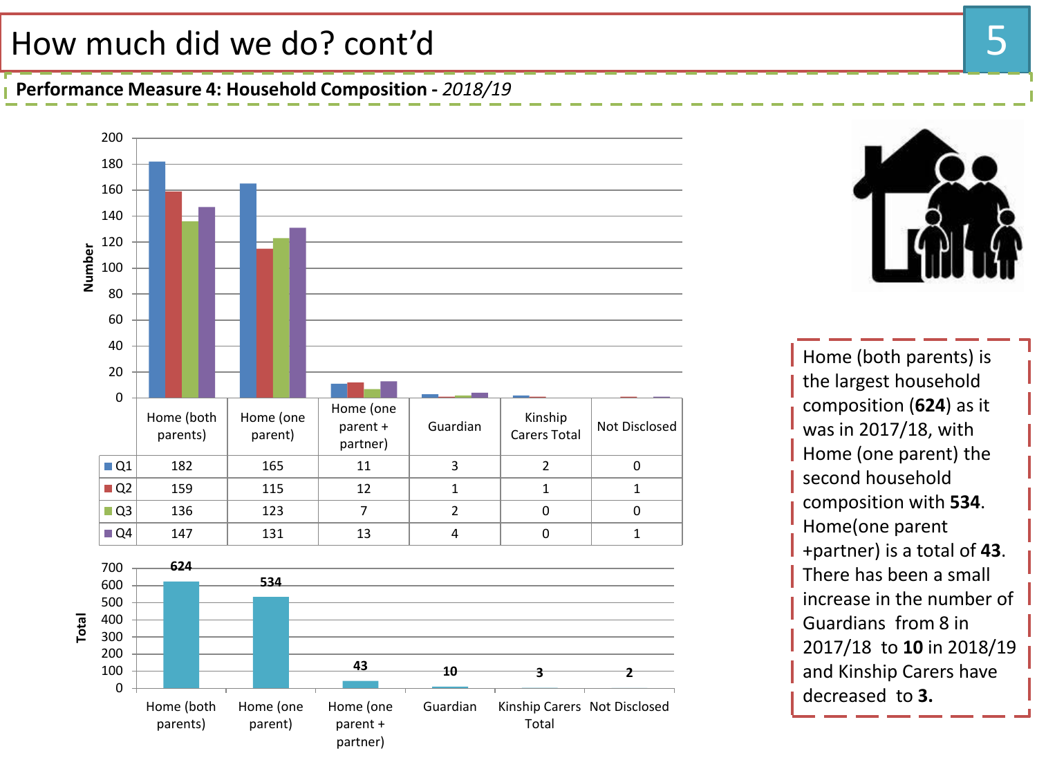# How much did we do? cont'd

**Performance Measure 4: Household Composition -** *2018/19*

| | Home (both parents) | Home (one parent) | Home (one parent + partner) | Guardian | Kinship Carers Total | Not Disclosed |
|---|---|---|---|---|---|---|
| Q1 | 182 | 165 | 11 | 3 | 2 | 0 |
| Q2 | 159 | 115 | 12 | 1 | 1 | 1 |
| Q3 | 136 | 123 | 7 | 2 | 0 | 0 |
| Q4 | 147 | 131 | 13 | 4 | 0 | 1 |

| | Home (both parents) | Home (one parent) | Home (one parent + partner) | Guardian | Kinship Carers Total | Not Disclosed |
|---|---|---|---|---|---|---|
| Total | 624 | 534 | 43 | 10 | 3 | 2 |

Home (both parents) is the largest household composition (**624**) as it was in 2017/18, with Home (one parent) the second household composition with **534**. Home(one parent +partner) is a total of **43**. There has been a small increase in the number of Guardians from 8 in 2017/18 to **10** in 2018/19 and Kinship Carers have decreased to **3.**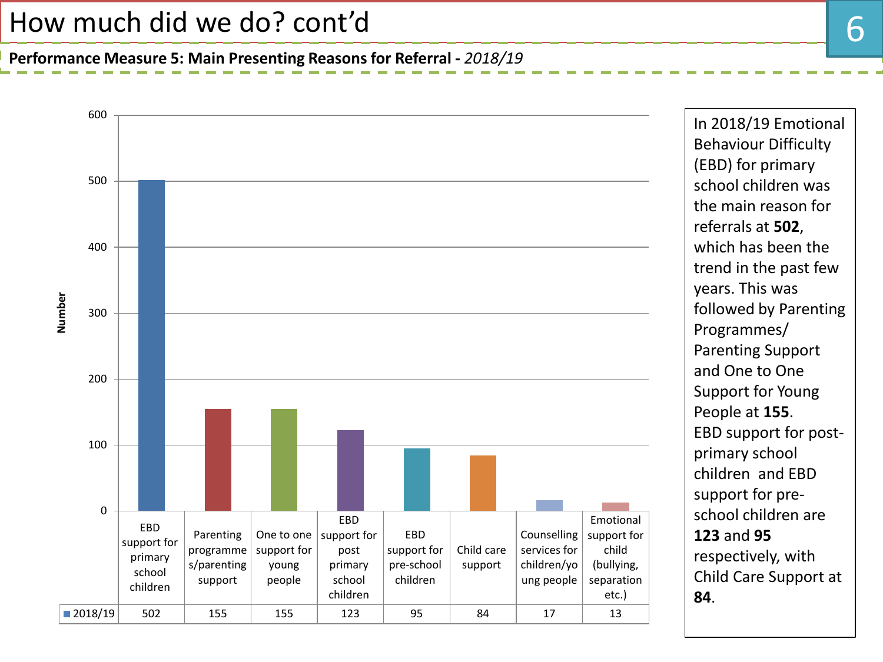# How much did we do? cont'd

**Performance Measure 5: Main Presenting Reasons for Referral -** *2018/19*

| | EBD support for primary school children | Parenting programmes/parenting support | One to one support for young people | EBD support for post primary school children | EBD support for pre-school children | Child care support | Counselling services for children/young people | Emotional support for child (bullying, separation etc.) |
|---|---|---|---|---|---|---|---|---|
| 2018/19 | 502 | 155 | 155 | 123 | 95 | 84 | 17 | 13 |

In 2018/19 Emotional Behaviour Difficulty (EBD) for primary school children was the main reason for referrals at **502**, which has been the trend in the past few years. This was followed by Parenting Programmes/ Parenting Support and One to One Support for Young People at **155**. EBD support for post-primary school children and EBD support for pre-school children are **123** and **95** respectively, with Child Care Support at **84**.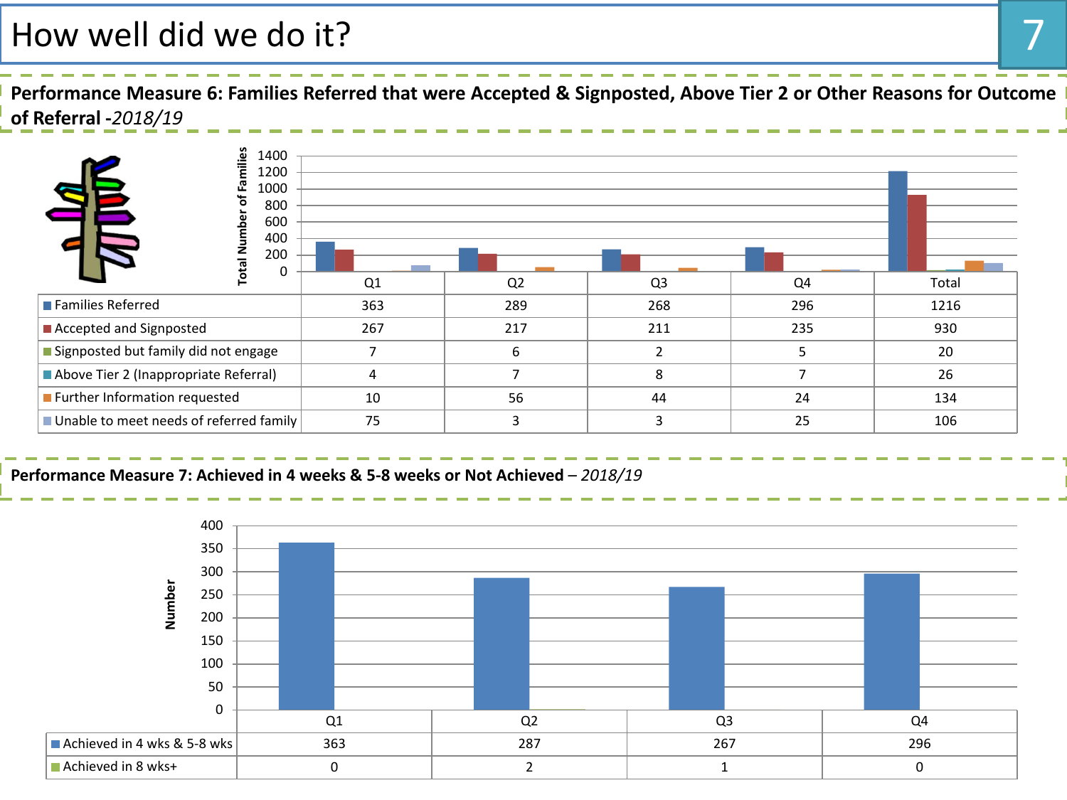# How well did we do it?

## Performance Measure 6: Families Referred that were Accepted & Signposted, Above Tier 2 or Other Reasons for Outcome of Referral - *2018/19*

| | Q1 | Q2 | Q3 | Q4 | Total |
|---|---|---|---|---|---|
| Families Referred | 363 | 289 | 268 | 296 | 1216 |
| Accepted and Signposted | 267 | 217 | 211 | 235 | 930 |
| Signposted but family did not engage | 7 | 6 | 2 | 5 | 20 |
| Above Tier 2 (Inappropriate Referral) | 4 | 7 | 8 | 7 | 26 |
| Further Information requested | 10 | 56 | 44 | 24 | 134 |
| Unable to meet needs of referred family | 75 | 3 | 3 | 25 | 106 |

## Performance Measure 7: Achieved in 4 weeks & 5-8 weeks or Not Achieved – *2018/19*

| | Q1 | Q2 | Q3 | Q4 |
|---|---|---|---|---|
| Achieved in 4 wks & 5-8 wks | 363 | 287 | 267 | 296 |
| Achieved in 8 wks+ | 0 | 2 | 1 | 0 |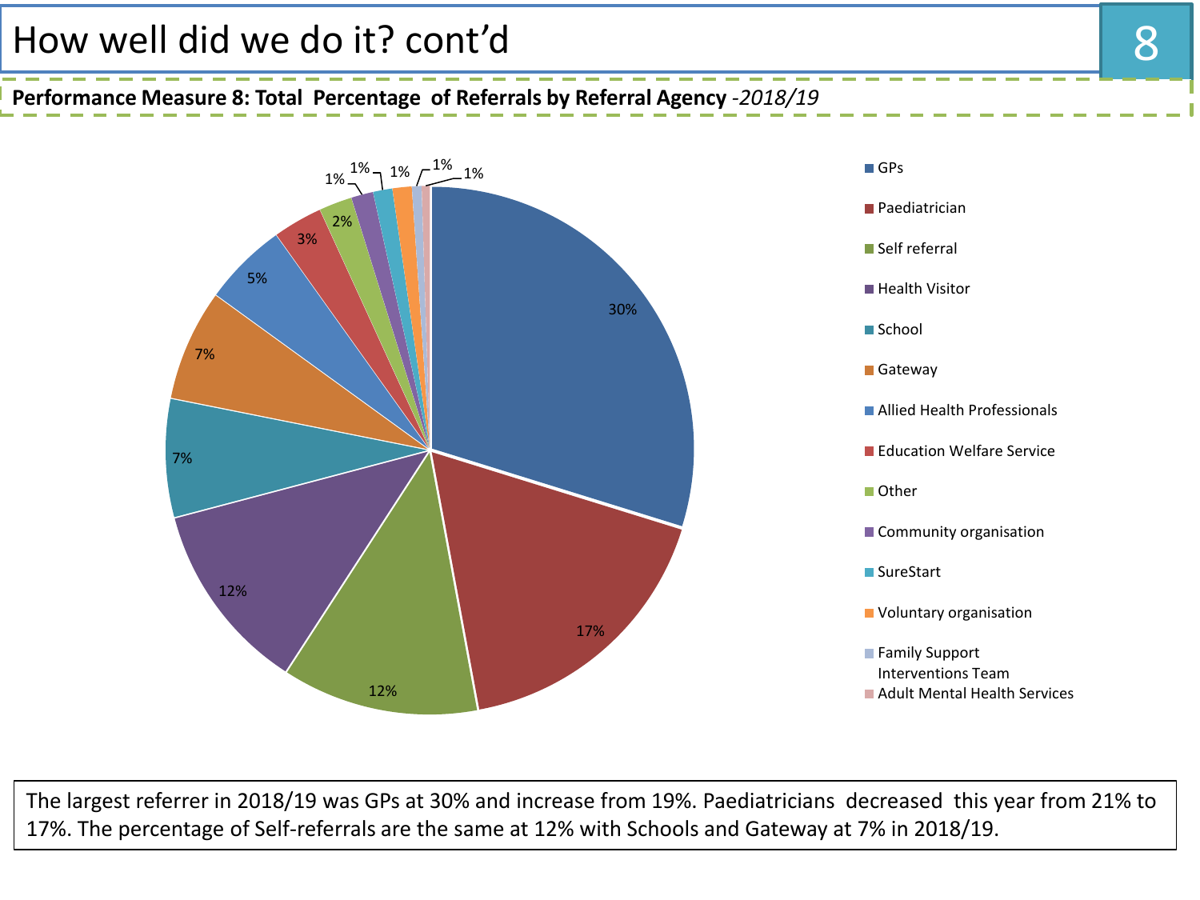# How well did we do it? cont'd

**Performance Measure 8: Total Percentage of Referrals by Referral Agency** *-2018/19*

| Referral Agency | Percentage |
|---|---|
| GPs | 30% |
| Paediatrician | 17% |
| Self referral | 12% |
| Health Visitor | 12% |
| School | 7% |
| Gateway | 7% |
| Allied Health Professionals | 5% |
| Education Welfare Service | 3% |
| Other | 2% |
| Community organisation | 1% |
| SureStart | 1% |
| Voluntary organisation | 1% |
| Family Support Interventions Team | 1% |
| Adult Mental Health Services | 1% |

The largest referrer in 2018/19 was GPs at 30% and increase from 19%. Paediatricians decreased this year from 21% to 17%. The percentage of Self-referrals are the same at 12% with Schools and Gateway at 7% in 2018/19.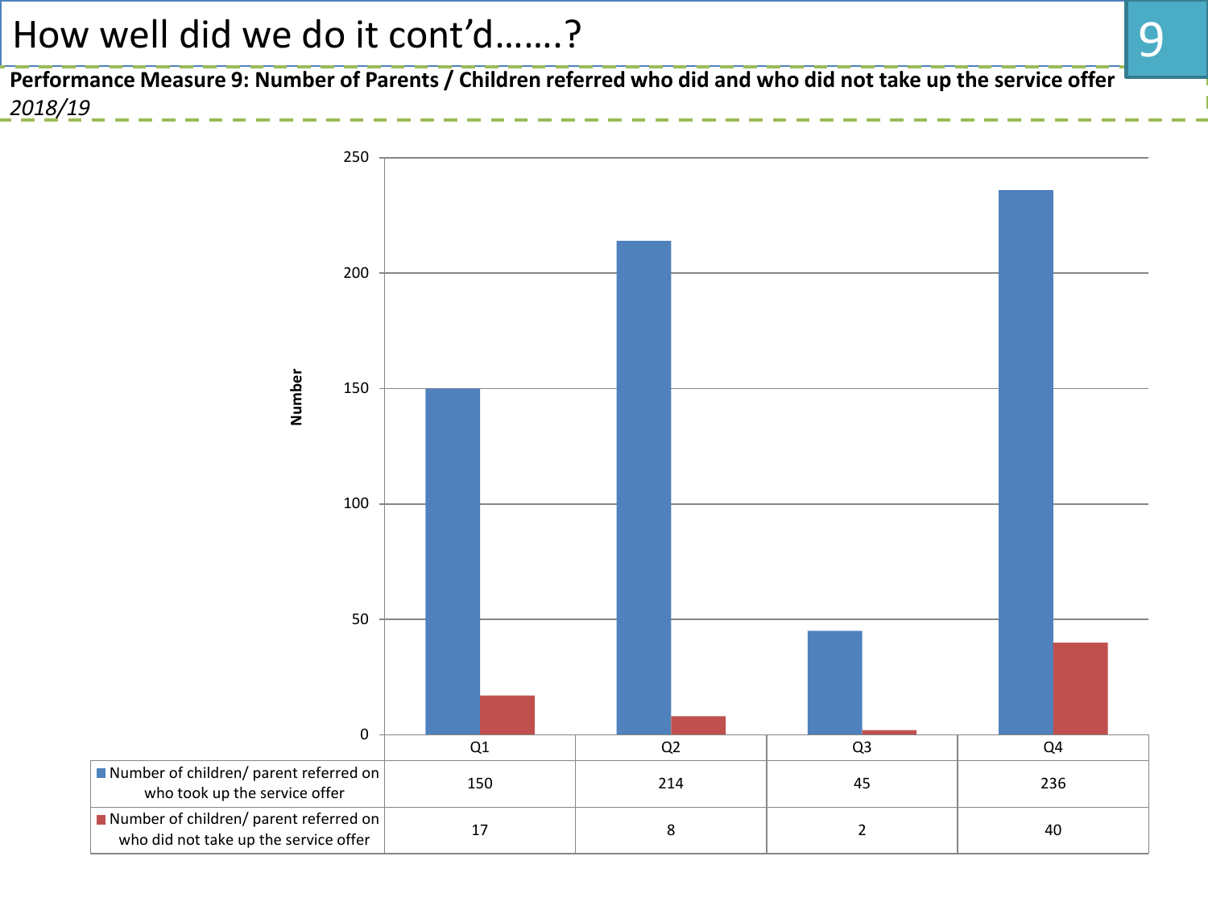# How well did we do it cont'd…….?

**Performance Measure 9: Number of Parents / Children referred who did and who did not take up the service offer**
*2018/19*

| | Q1 | Q2 | Q3 | Q4 |
|---|---|---|---|---|
| Number of children/ parent referred on who took up the service offer | 150 | 214 | 45 | 236 |
| Number of children/ parent referred on who did not take up the service offer | 17 | 8 | 2 | 40 |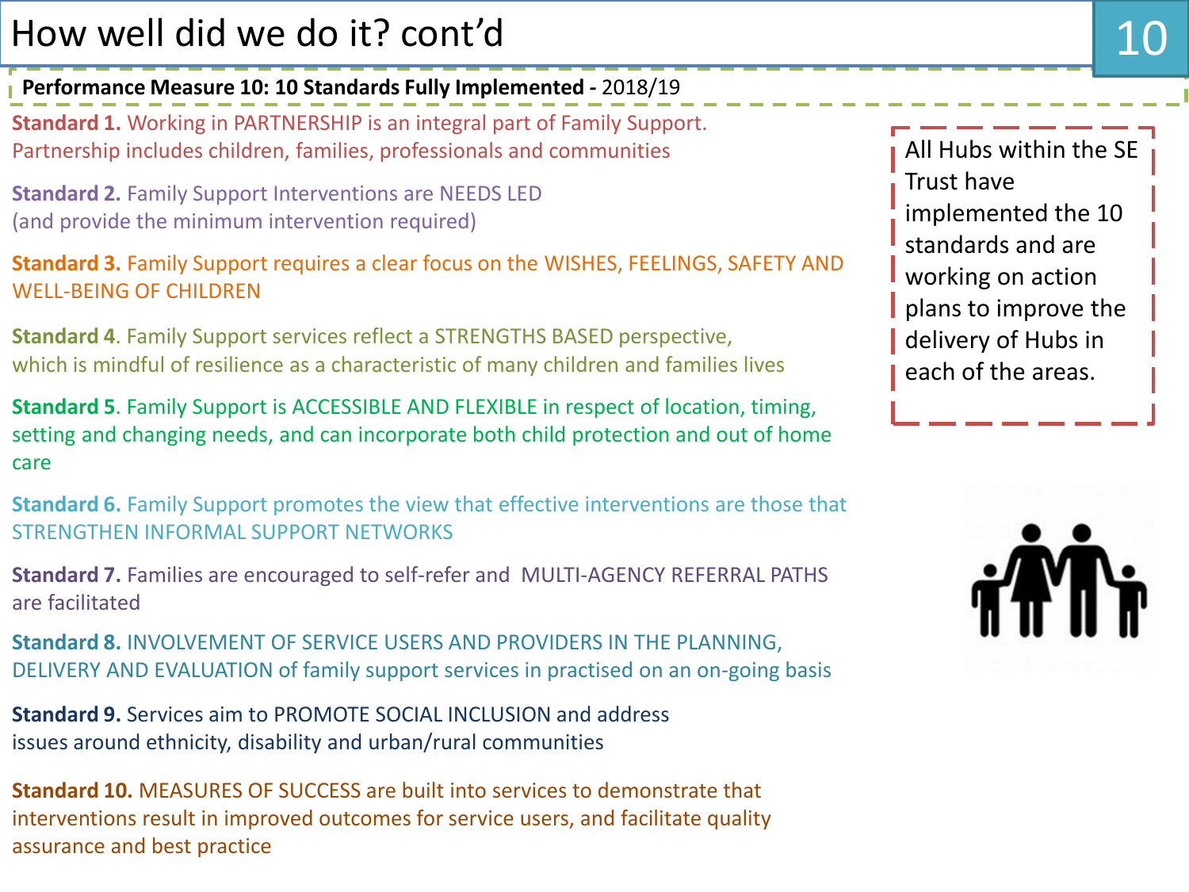# How well did we do it? cont'd

**Performance Measure 10: 10 Standards Fully Implemented -** 2018/19

**Standard 1.** Working in PARTNERSHIP is an integral part of Family Support. Partnership includes children, families, professionals and communities

**Standard 2.** Family Support Interventions are NEEDS LED (and provide the minimum intervention required)

**Standard 3.** Family Support requires a clear focus on the WISHES, FEELINGS, SAFETY AND WELL-BEING OF CHILDREN

**Standard 4**. Family Support services reflect a STRENGTHS BASED perspective, which is mindful of resilience as a characteristic of many children and families lives

**Standard 5**. Family Support is ACCESSIBLE AND FLEXIBLE in respect of location, timing, setting and changing needs, and can incorporate both child protection and out of home care

**Standard 6.** Family Support promotes the view that effective interventions are those that STRENGTHEN INFORMAL SUPPORT NETWORKS

**Standard 7.** Families are encouraged to self-refer and MULTI-AGENCY REFERRAL PATHS are facilitated

**Standard 8.** INVOLVEMENT OF SERVICE USERS AND PROVIDERS IN THE PLANNING, DELIVERY AND EVALUATION of family support services in practised on an on-going basis

**Standard 9.** Services aim to PROMOTE SOCIAL INCLUSION and address issues around ethnicity, disability and urban/rural communities

**Standard 10.** MEASURES OF SUCCESS are built into services to demonstrate that interventions result in improved outcomes for service users, and facilitate quality assurance and best practice

All Hubs within the SE Trust have implemented the 10 standards and are working on action plans to improve the delivery of Hubs in each of the areas.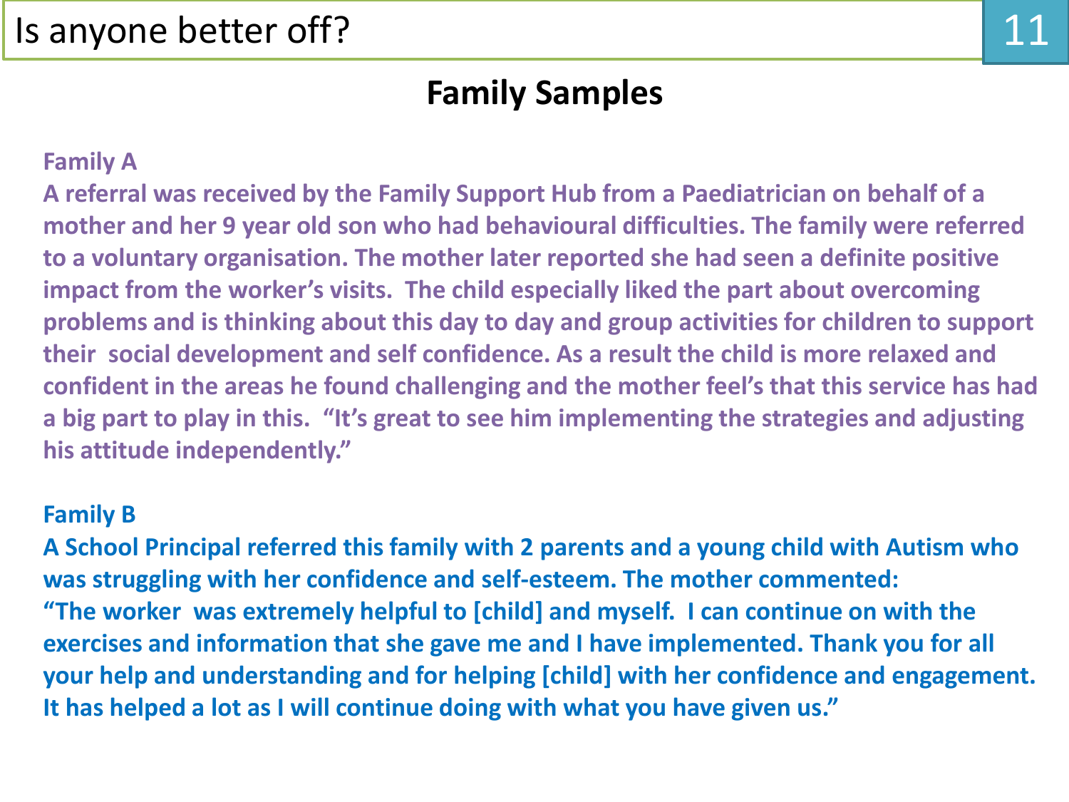# Is anyone better off?

## Family Samples

**Family A**

**A referral was received by the Family Support Hub from a Paediatrician on behalf of a mother and her 9 year old son who had behavioural difficulties. The family were referred to a voluntary organisation. The mother later reported she had seen a definite positive impact from the worker's visits. The child especially liked the part about overcoming problems and is thinking about this day to day and group activities for children to support their social development and self confidence. As a result the child is more relaxed and confident in the areas he found challenging and the mother feel's that this service has had a big part to play in this. "It's great to see him implementing the strategies and adjusting his attitude independently."**

**Family B**

**A School Principal referred this family with 2 parents and a young child with Autism who was struggling with her confidence and self-esteem. The mother commented:**
**"The worker was extremely helpful to [child] and myself. I can continue on with the exercises and information that she gave me and I have implemented. Thank you for all your help and understanding and for helping [child] with her confidence and engagement. It has helped a lot as I will continue doing with what you have given us."**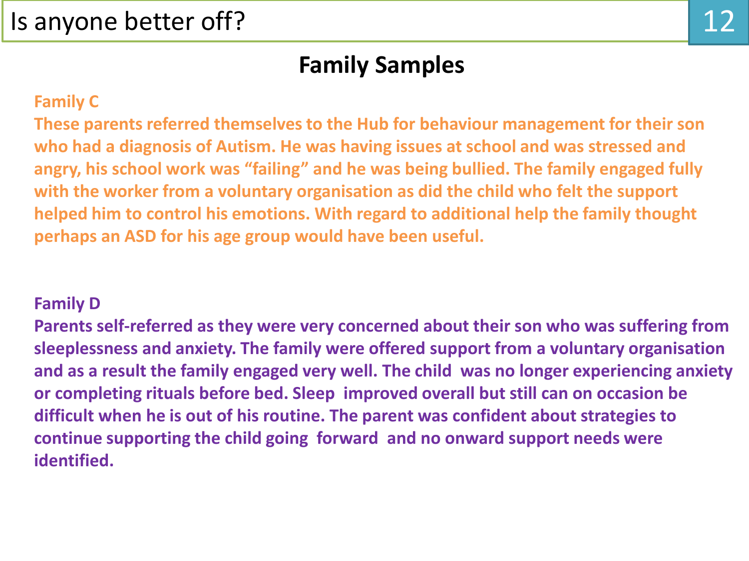# Is anyone better off?

## Family Samples

**Family C**

**These parents referred themselves to the Hub for behaviour management for their son who had a diagnosis of Autism. He was having issues at school and was stressed and angry, his school work was "failing" and he was being bullied. The family engaged fully with the worker from a voluntary organisation as did the child who felt the support helped him to control his emotions. With regard to additional help the family thought perhaps an ASD for his age group would have been useful.**

**Family D**

**Parents self-referred as they were very concerned about their son who was suffering from sleeplessness and anxiety. The family were offered support from a voluntary organisation and as a result the family engaged very well. The child was no longer experiencing anxiety or completing rituals before bed. Sleep improved overall but still can on occasion be difficult when he is out of his routine. The parent was confident about strategies to continue supporting the child going forward and no onward support needs were identified.**